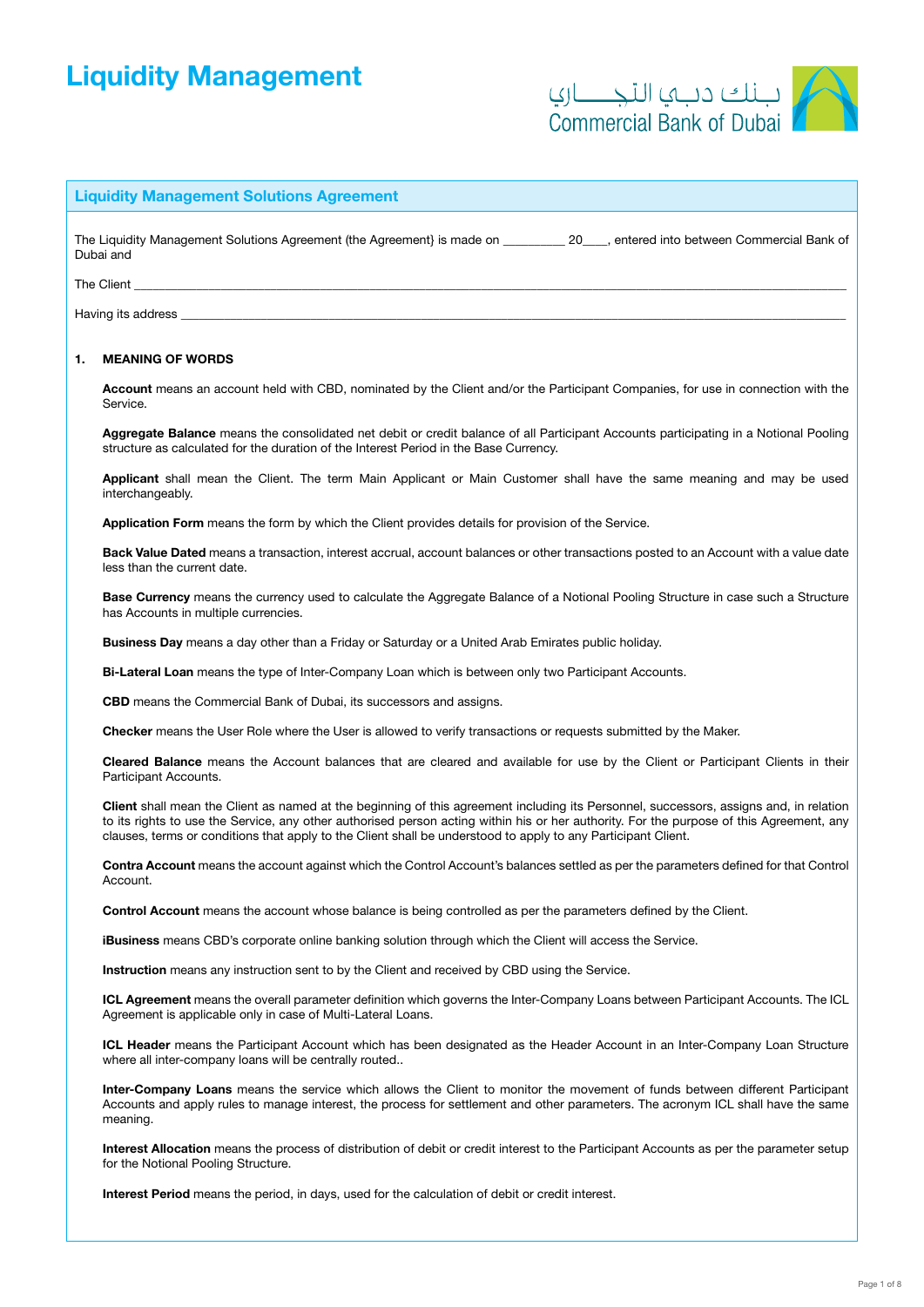# Liquidity Management

بـنك دبـي التجـــاري
Commercial Bank of Dubai

## Liquidity Management Solutions Agreement

The Liquidity Management Solutions Agreement (the Agreement} is made on _________ 20____, entered into between Commercial Bank of Dubai and

The Client ____________________________________________________________________________________________________________

Having its address ______________________________________________________________________________________________________

### 1. MEANING OF WORDS

**Account** means an account held with CBD, nominated by the Client and/or the Participant Companies, for use in connection with the Service.

**Aggregate Balance** means the consolidated net debit or credit balance of all Participant Accounts participating in a Notional Pooling structure as calculated for the duration of the Interest Period in the Base Currency.

**Applicant** shall mean the Client. The term Main Applicant or Main Customer shall have the same meaning and may be used interchangeably.

**Application Form** means the form by which the Client provides details for provision of the Service.

**Back Value Dated** means a transaction, interest accrual, account balances or other transactions posted to an Account with a value date less than the current date.

**Base Currency** means the currency used to calculate the Aggregate Balance of a Notional Pooling Structure in case such a Structure has Accounts in multiple currencies.

**Business Day** means a day other than a Friday or Saturday or a United Arab Emirates public holiday.

**Bi-Lateral Loan** means the type of Inter-Company Loan which is between only two Participant Accounts.

**CBD** means the Commercial Bank of Dubai, its successors and assigns.

**Checker** means the User Role where the User is allowed to verify transactions or requests submitted by the Maker.

**Cleared Balance** means the Account balances that are cleared and available for use by the Client or Participant Clients in their Participant Accounts.

**Client** shall mean the Client as named at the beginning of this agreement including its Personnel, successors, assigns and, in relation to its rights to use the Service, any other authorised person acting within his or her authority. For the purpose of this Agreement, any clauses, terms or conditions that apply to the Client shall be understood to apply to any Participant Client.

**Contra Account** means the account against which the Control Account's balances settled as per the parameters defined for that Control Account.

**Control Account** means the account whose balance is being controlled as per the parameters defined by the Client.

**iBusiness** means CBD's corporate online banking solution through which the Client will access the Service.

**Instruction** means any instruction sent to by the Client and received by CBD using the Service.

**ICL Agreement** means the overall parameter definition which governs the Inter-Company Loans between Participant Accounts. The ICL Agreement is applicable only in case of Multi-Lateral Loans.

**ICL Header** means the Participant Account which has been designated as the Header Account in an Inter-Company Loan Structure where all inter-company loans will be centrally routed..

**Inter-Company Loans** means the service which allows the Client to monitor the movement of funds between different Participant Accounts and apply rules to manage interest, the process for settlement and other parameters. The acronym ICL shall have the same meaning.

**Interest Allocation** means the process of distribution of debit or credit interest to the Participant Accounts as per the parameter setup for the Notional Pooling Structure.

**Interest Period** means the period, in days, used for the calculation of debit or credit interest.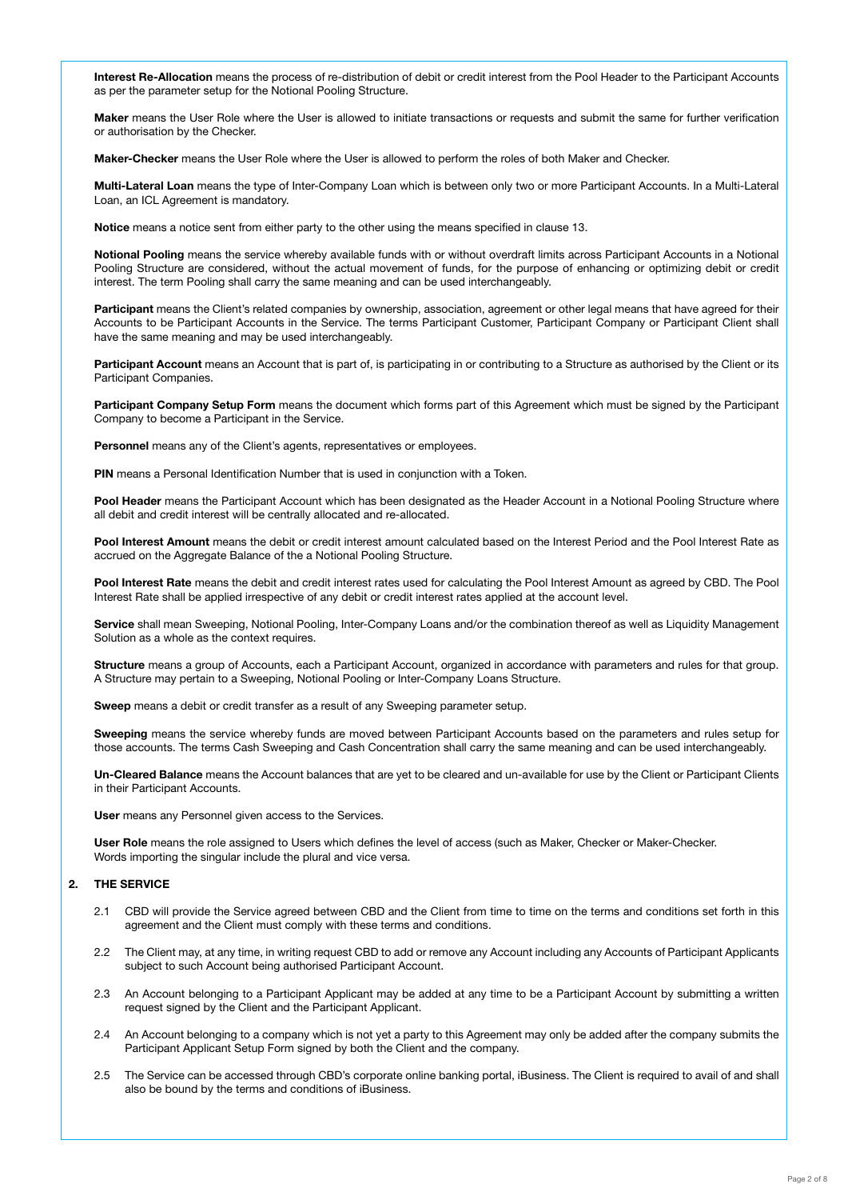**Interest Re-Allocation** means the process of re-distribution of debit or credit interest from the Pool Header to the Participant Accounts as per the parameter setup for the Notional Pooling Structure.

**Maker** means the User Role where the User is allowed to initiate transactions or requests and submit the same for further verification or authorisation by the Checker.

**Maker-Checker** means the User Role where the User is allowed to perform the roles of both Maker and Checker.

**Multi-Lateral Loan** means the type of Inter-Company Loan which is between only two or more Participant Accounts. In a Multi-Lateral Loan, an ICL Agreement is mandatory.

**Notice** means a notice sent from either party to the other using the means specified in clause 13.

**Notional Pooling** means the service whereby available funds with or without overdraft limits across Participant Accounts in a Notional Pooling Structure are considered, without the actual movement of funds, for the purpose of enhancing or optimizing debit or credit interest. The term Pooling shall carry the same meaning and can be used interchangeably.

**Participant** means the Client's related companies by ownership, association, agreement or other legal means that have agreed for their Accounts to be Participant Accounts in the Service. The terms Participant Customer, Participant Company or Participant Client shall have the same meaning and may be used interchangeably.

**Participant Account** means an Account that is part of, is participating in or contributing to a Structure as authorised by the Client or its Participant Companies.

**Participant Company Setup Form** means the document which forms part of this Agreement which must be signed by the Participant Company to become a Participant in the Service.

**Personnel** means any of the Client's agents, representatives or employees.

**PIN** means a Personal Identification Number that is used in conjunction with a Token.

**Pool Header** means the Participant Account which has been designated as the Header Account in a Notional Pooling Structure where all debit and credit interest will be centrally allocated and re-allocated.

**Pool Interest Amount** means the debit or credit interest amount calculated based on the Interest Period and the Pool Interest Rate as accrued on the Aggregate Balance of the a Notional Pooling Structure.

**Pool Interest Rate** means the debit and credit interest rates used for calculating the Pool Interest Amount as agreed by CBD. The Pool Interest Rate shall be applied irrespective of any debit or credit interest rates applied at the account level.

**Service** shall mean Sweeping, Notional Pooling, Inter-Company Loans and/or the combination thereof as well as Liquidity Management Solution as a whole as the context requires.

**Structure** means a group of Accounts, each a Participant Account, organized in accordance with parameters and rules for that group. A Structure may pertain to a Sweeping, Notional Pooling or Inter-Company Loans Structure.

**Sweep** means a debit or credit transfer as a result of any Sweeping parameter setup.

**Sweeping** means the service whereby funds are moved between Participant Accounts based on the parameters and rules setup for those accounts. The terms Cash Sweeping and Cash Concentration shall carry the same meaning and can be used interchangeably.

**Un-Cleared Balance** means the Account balances that are yet to be cleared and un-available for use by the Client or Participant Clients in their Participant Accounts.

**User** means any Personnel given access to the Services.

**User Role** means the role assigned to Users which defines the level of access (such as Maker, Checker or Maker-Checker.
Words importing the singular include the plural and vice versa.

## 2. THE SERVICE

2.1 CBD will provide the Service agreed between CBD and the Client from time to time on the terms and conditions set forth in this agreement and the Client must comply with these terms and conditions.

2.2 The Client may, at any time, in writing request CBD to add or remove any Account including any Accounts of Participant Applicants subject to such Account being authorised Participant Account.

2.3 An Account belonging to a Participant Applicant may be added at any time to be a Participant Account by submitting a written request signed by the Client and the Participant Applicant.

2.4 An Account belonging to a company which is not yet a party to this Agreement may only be added after the company submits the Participant Applicant Setup Form signed by both the Client and the company.

2.5 The Service can be accessed through CBD's corporate online banking portal, iBusiness. The Client is required to avail of and shall also be bound by the terms and conditions of iBusiness.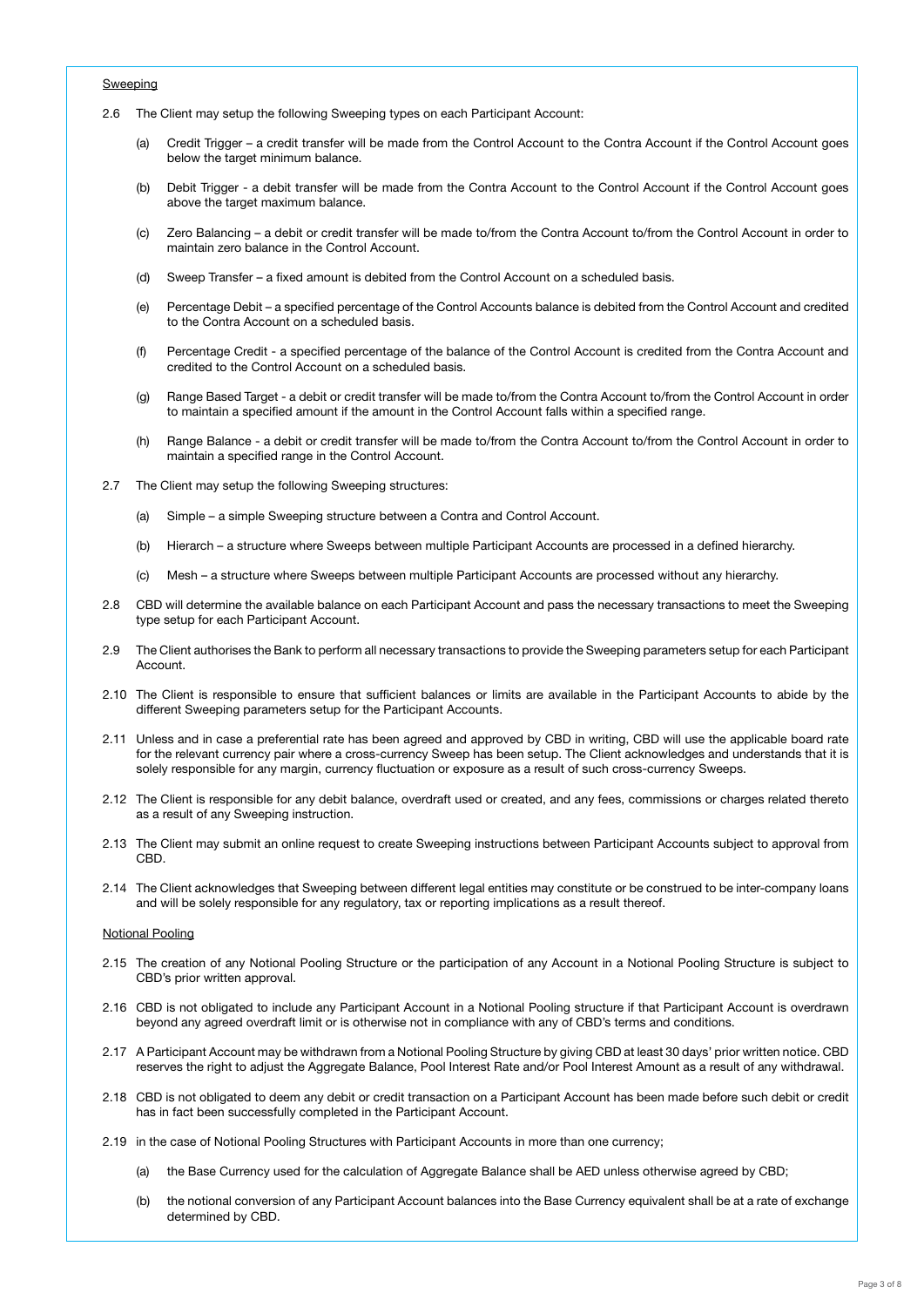Sweeping

2.6 The Client may setup the following Sweeping types on each Participant Account:

(a) Credit Trigger – a credit transfer will be made from the Control Account to the Contra Account if the Control Account goes below the target minimum balance.

(b) Debit Trigger - a debit transfer will be made from the Contra Account to the Control Account if the Control Account goes above the target maximum balance.

(c) Zero Balancing – a debit or credit transfer will be made to/from the Contra Account to/from the Control Account in order to maintain zero balance in the Control Account.

(d) Sweep Transfer – a fixed amount is debited from the Control Account on a scheduled basis.

(e) Percentage Debit – a specified percentage of the Control Accounts balance is debited from the Control Account and credited to the Contra Account on a scheduled basis.

(f) Percentage Credit - a specified percentage of the balance of the Control Account is credited from the Contra Account and credited to the Control Account on a scheduled basis.

(g) Range Based Target - a debit or credit transfer will be made to/from the Contra Account to/from the Control Account in order to maintain a specified amount if the amount in the Control Account falls within a specified range.

(h) Range Balance - a debit or credit transfer will be made to/from the Contra Account to/from the Control Account in order to maintain a specified range in the Control Account.

2.7 The Client may setup the following Sweeping structures:

(a) Simple – a simple Sweeping structure between a Contra and Control Account.

(b) Hierarch – a structure where Sweeps between multiple Participant Accounts are processed in a defined hierarchy.

(c) Mesh – a structure where Sweeps between multiple Participant Accounts are processed without any hierarchy.

2.8 CBD will determine the available balance on each Participant Account and pass the necessary transactions to meet the Sweeping type setup for each Participant Account.

2.9 The Client authorises the Bank to perform all necessary transactions to provide the Sweeping parameters setup for each Participant Account.

2.10 The Client is responsible to ensure that sufficient balances or limits are available in the Participant Accounts to abide by the different Sweeping parameters setup for the Participant Accounts.

2.11 Unless and in case a preferential rate has been agreed and approved by CBD in writing, CBD will use the applicable board rate for the relevant currency pair where a cross-currency Sweep has been setup. The Client acknowledges and understands that it is solely responsible for any margin, currency fluctuation or exposure as a result of such cross-currency Sweeps.

2.12 The Client is responsible for any debit balance, overdraft used or created, and any fees, commissions or charges related thereto as a result of any Sweeping instruction.

2.13 The Client may submit an online request to create Sweeping instructions between Participant Accounts subject to approval from CBD.

2.14 The Client acknowledges that Sweeping between different legal entities may constitute or be construed to be inter-company loans and will be solely responsible for any regulatory, tax or reporting implications as a result thereof.

Notional Pooling

2.15 The creation of any Notional Pooling Structure or the participation of any Account in a Notional Pooling Structure is subject to CBD's prior written approval.

2.16 CBD is not obligated to include any Participant Account in a Notional Pooling structure if that Participant Account is overdrawn beyond any agreed overdraft limit or is otherwise not in compliance with any of CBD's terms and conditions.

2.17 A Participant Account may be withdrawn from a Notional Pooling Structure by giving CBD at least 30 days' prior written notice. CBD reserves the right to adjust the Aggregate Balance, Pool Interest Rate and/or Pool Interest Amount as a result of any withdrawal.

2.18 CBD is not obligated to deem any debit or credit transaction on a Participant Account has been made before such debit or credit has in fact been successfully completed in the Participant Account.

2.19 in the case of Notional Pooling Structures with Participant Accounts in more than one currency;

(a) the Base Currency used for the calculation of Aggregate Balance shall be AED unless otherwise agreed by CBD;

(b) the notional conversion of any Participant Account balances into the Base Currency equivalent shall be at a rate of exchange determined by CBD.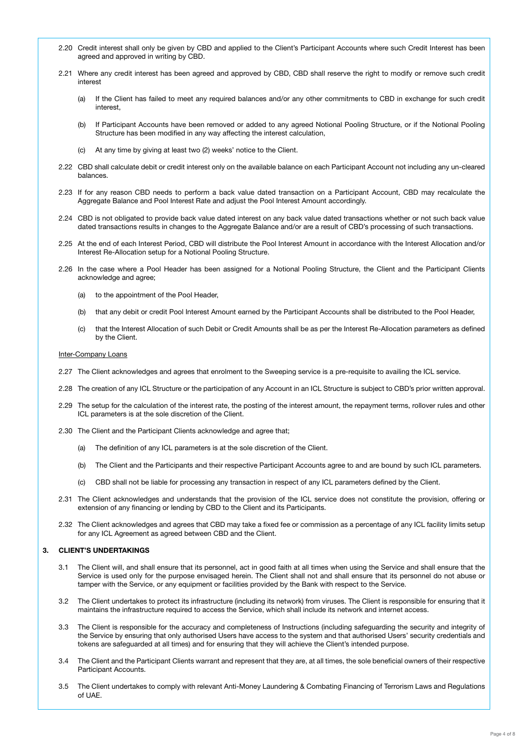2.20 Credit interest shall only be given by CBD and applied to the Client's Participant Accounts where such Credit Interest has been agreed and approved in writing by CBD.

2.21 Where any credit interest has been agreed and approved by CBD, CBD shall reserve the right to modify or remove such credit interest

(a) If the Client has failed to meet any required balances and/or any other commitments to CBD in exchange for such credit interest,

(b) If Participant Accounts have been removed or added to any agreed Notional Pooling Structure, or if the Notional Pooling Structure has been modified in any way affecting the interest calculation,

(c) At any time by giving at least two (2) weeks' notice to the Client.

2.22 CBD shall calculate debit or credit interest only on the available balance on each Participant Account not including any un-cleared balances.

2.23 If for any reason CBD needs to perform a back value dated transaction on a Participant Account, CBD may recalculate the Aggregate Balance and Pool Interest Rate and adjust the Pool Interest Amount accordingly.

2.24 CBD is not obligated to provide back value dated interest on any back value dated transactions whether or not such back value dated transactions results in changes to the Aggregate Balance and/or are a result of CBD's processing of such transactions.

2.25 At the end of each Interest Period, CBD will distribute the Pool Interest Amount in accordance with the Interest Allocation and/or Interest Re-Allocation setup for a Notional Pooling Structure.

2.26 In the case where a Pool Header has been assigned for a Notional Pooling Structure, the Client and the Participant Clients acknowledge and agree;

(a) to the appointment of the Pool Header,

(b) that any debit or credit Pool Interest Amount earned by the Participant Accounts shall be distributed to the Pool Header,

(c) that the Interest Allocation of such Debit or Credit Amounts shall be as per the Interest Re-Allocation parameters as defined by the Client.

Inter-Company Loans

2.27 The Client acknowledges and agrees that enrolment to the Sweeping service is a pre-requisite to availing the ICL service.

2.28 The creation of any ICL Structure or the participation of any Account in an ICL Structure is subject to CBD's prior written approval.

2.29 The setup for the calculation of the interest rate, the posting of the interest amount, the repayment terms, rollover rules and other ICL parameters is at the sole discretion of the Client.

2.30 The Client and the Participant Clients acknowledge and agree that;

(a) The definition of any ICL parameters is at the sole discretion of the Client.

(b) The Client and the Participants and their respective Participant Accounts agree to and are bound by such ICL parameters.

(c) CBD shall not be liable for processing any transaction in respect of any ICL parameters defined by the Client.

2.31 The Client acknowledges and understands that the provision of the ICL service does not constitute the provision, offering or extension of any financing or lending by CBD to the Client and its Participants.

2.32 The Client acknowledges and agrees that CBD may take a fixed fee or commission as a percentage of any ICL facility limits setup for any ICL Agreement as agreed between CBD and the Client.

## 3. CLIENT'S UNDERTAKINGS

3.1 The Client will, and shall ensure that its personnel, act in good faith at all times when using the Service and shall ensure that the Service is used only for the purpose envisaged herein. The Client shall not and shall ensure that its personnel do not abuse or tamper with the Service, or any equipment or facilities provided by the Bank with respect to the Service.

3.2 The Client undertakes to protect its infrastructure (including its network) from viruses. The Client is responsible for ensuring that it maintains the infrastructure required to access the Service, which shall include its network and internet access.

3.3 The Client is responsible for the accuracy and completeness of Instructions (including safeguarding the security and integrity of the Service by ensuring that only authorised Users have access to the system and that authorised Users' security credentials and tokens are safeguarded at all times) and for ensuring that they will achieve the Client's intended purpose.

3.4 The Client and the Participant Clients warrant and represent that they are, at all times, the sole beneficial owners of their respective Participant Accounts.

3.5 The Client undertakes to comply with relevant Anti-Money Laundering & Combating Financing of Terrorism Laws and Regulations of UAE.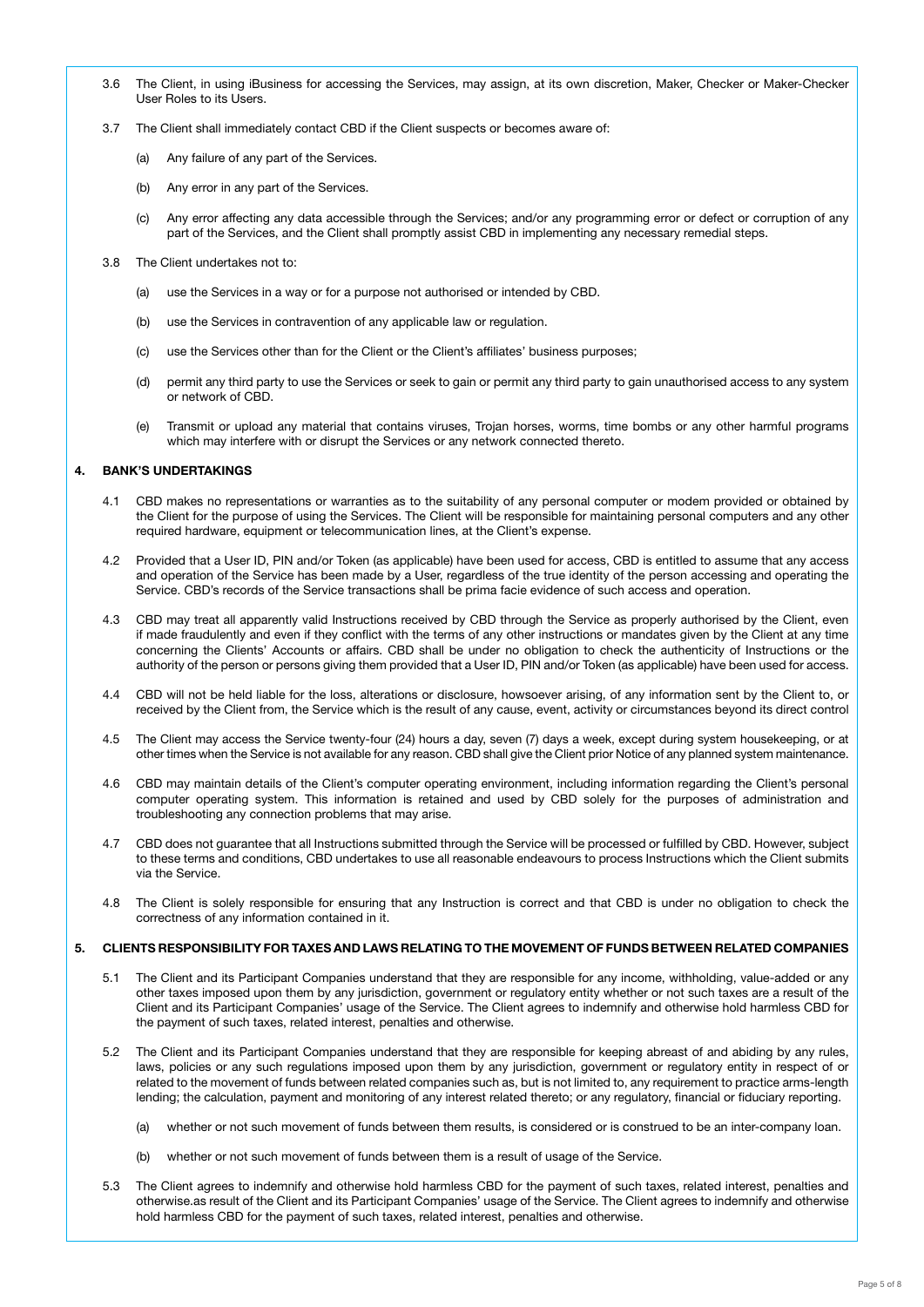3.6 The Client, in using iBusiness for accessing the Services, may assign, at its own discretion, Maker, Checker or Maker-Checker User Roles to its Users.

3.7 The Client shall immediately contact CBD if the Client suspects or becomes aware of:

(a) Any failure of any part of the Services.

(b) Any error in any part of the Services.

(c) Any error affecting any data accessible through the Services; and/or any programming error or defect or corruption of any part of the Services, and the Client shall promptly assist CBD in implementing any necessary remedial steps.

3.8 The Client undertakes not to:

(a) use the Services in a way or for a purpose not authorised or intended by CBD.

(b) use the Services in contravention of any applicable law or regulation.

(c) use the Services other than for the Client or the Client's affiliates' business purposes;

(d) permit any third party to use the Services or seek to gain or permit any third party to gain unauthorised access to any system or network of CBD.

(e) Transmit or upload any material that contains viruses, Trojan horses, worms, time bombs or any other harmful programs which may interfere with or disrupt the Services or any network connected thereto.

## 4. BANK'S UNDERTAKINGS

4.1 CBD makes no representations or warranties as to the suitability of any personal computer or modem provided or obtained by the Client for the purpose of using the Services. The Client will be responsible for maintaining personal computers and any other required hardware, equipment or telecommunication lines, at the Client's expense.

4.2 Provided that a User ID, PIN and/or Token (as applicable) have been used for access, CBD is entitled to assume that any access and operation of the Service has been made by a User, regardless of the true identity of the person accessing and operating the Service. CBD's records of the Service transactions shall be prima facie evidence of such access and operation.

4.3 CBD may treat all apparently valid Instructions received by CBD through the Service as properly authorised by the Client, even if made fraudulently and even if they conflict with the terms of any other instructions or mandates given by the Client at any time concerning the Clients' Accounts or affairs. CBD shall be under no obligation to check the authenticity of Instructions or the authority of the person or persons giving them provided that a User ID, PIN and/or Token (as applicable) have been used for access.

4.4 CBD will not be held liable for the loss, alterations or disclosure, howsoever arising, of any information sent by the Client to, or received by the Client from, the Service which is the result of any cause, event, activity or circumstances beyond its direct control

4.5 The Client may access the Service twenty-four (24) hours a day, seven (7) days a week, except during system housekeeping, or at other times when the Service is not available for any reason. CBD shall give the Client prior Notice of any planned system maintenance.

4.6 CBD may maintain details of the Client's computer operating environment, including information regarding the Client's personal computer operating system. This information is retained and used by CBD solely for the purposes of administration and troubleshooting any connection problems that may arise.

4.7 CBD does not guarantee that all Instructions submitted through the Service will be processed or fulfilled by CBD. However, subject to these terms and conditions, CBD undertakes to use all reasonable endeavours to process Instructions which the Client submits via the Service.

4.8 The Client is solely responsible for ensuring that any Instruction is correct and that CBD is under no obligation to check the correctness of any information contained in it.

## 5. CLIENTS RESPONSIBILITY FOR TAXES AND LAWS RELATING TO THE MOVEMENT OF FUNDS BETWEEN RELATED COMPANIES

5.1 The Client and its Participant Companies understand that they are responsible for any income, withholding, value-added or any other taxes imposed upon them by any jurisdiction, government or regulatory entity whether or not such taxes are a result of the Client and its Participant Companies' usage of the Service. The Client agrees to indemnify and otherwise hold harmless CBD for the payment of such taxes, related interest, penalties and otherwise.

5.2 The Client and its Participant Companies understand that they are responsible for keeping abreast of and abiding by any rules, laws, policies or any such regulations imposed upon them by any jurisdiction, government or regulatory entity in respect of or related to the movement of funds between related companies such as, but is not limited to, any requirement to practice arms-length lending; the calculation, payment and monitoring of any interest related thereto; or any regulatory, financial or fiduciary reporting.

(a) whether or not such movement of funds between them results, is considered or is construed to be an inter-company loan.

(b) whether or not such movement of funds between them is a result of usage of the Service.

5.3 The Client agrees to indemnify and otherwise hold harmless CBD for the payment of such taxes, related interest, penalties and otherwise.as result of the Client and its Participant Companies' usage of the Service. The Client agrees to indemnify and otherwise hold harmless CBD for the payment of such taxes, related interest, penalties and otherwise.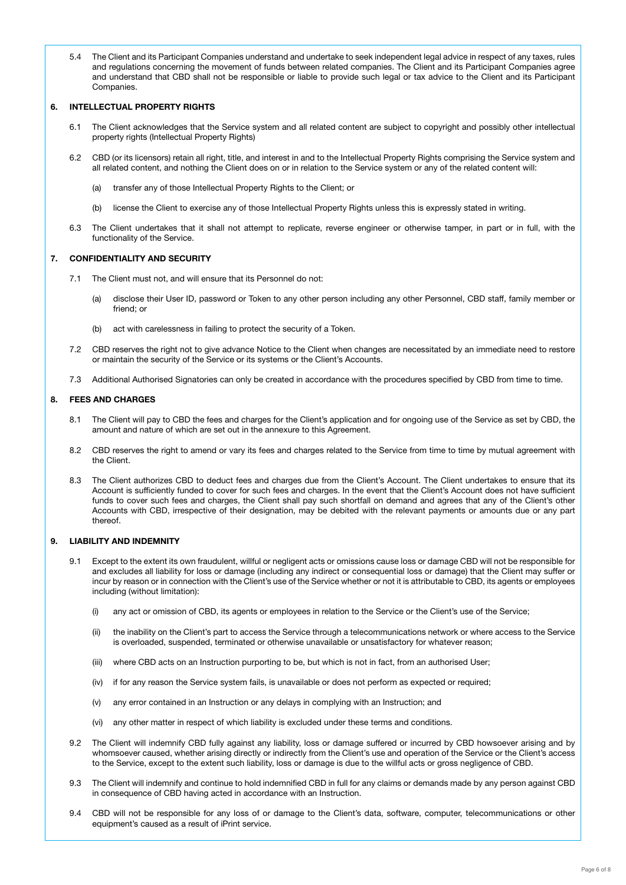5.4 The Client and its Participant Companies understand and undertake to seek independent legal advice in respect of any taxes, rules and regulations concerning the movement of funds between related companies. The Client and its Participant Companies agree and understand that CBD shall not be responsible or liable to provide such legal or tax advice to the Client and its Participant Companies.

## 6. INTELLECTUAL PROPERTY RIGHTS

6.1 The Client acknowledges that the Service system and all related content are subject to copyright and possibly other intellectual property rights (Intellectual Property Rights)

6.2 CBD (or its licensors) retain all right, title, and interest in and to the Intellectual Property Rights comprising the Service system and all related content, and nothing the Client does on or in relation to the Service system or any of the related content will:

(a) transfer any of those Intellectual Property Rights to the Client; or

(b) license the Client to exercise any of those Intellectual Property Rights unless this is expressly stated in writing.

6.3 The Client undertakes that it shall not attempt to replicate, reverse engineer or otherwise tamper, in part or in full, with the functionality of the Service.

## 7. CONFIDENTIALITY AND SECURITY

7.1 The Client must not, and will ensure that its Personnel do not:

(a) disclose their User ID, password or Token to any other person including any other Personnel, CBD staff, family member or friend; or

(b) act with carelessness in failing to protect the security of a Token.

7.2 CBD reserves the right not to give advance Notice to the Client when changes are necessitated by an immediate need to restore or maintain the security of the Service or its systems or the Client's Accounts.

7.3 Additional Authorised Signatories can only be created in accordance with the procedures specified by CBD from time to time.

## 8. FEES AND CHARGES

8.1 The Client will pay to CBD the fees and charges for the Client's application and for ongoing use of the Service as set by CBD, the amount and nature of which are set out in the annexure to this Agreement.

8.2 CBD reserves the right to amend or vary its fees and charges related to the Service from time to time by mutual agreement with the Client.

8.3 The Client authorizes CBD to deduct fees and charges due from the Client's Account. The Client undertakes to ensure that its Account is sufficiently funded to cover for such fees and charges. In the event that the Client's Account does not have sufficient funds to cover such fees and charges, the Client shall pay such shortfall on demand and agrees that any of the Client's other Accounts with CBD, irrespective of their designation, may be debited with the relevant payments or amounts due or any part thereof.

## 9. LIABILITY AND INDEMNITY

9.1 Except to the extent its own fraudulent, willful or negligent acts or omissions cause loss or damage CBD will not be responsible for and excludes all liability for loss or damage (including any indirect or consequential loss or damage) that the Client may suffer or incur by reason or in connection with the Client's use of the Service whether or not it is attributable to CBD, its agents or employees including (without limitation):

(i) any act or omission of CBD, its agents or employees in relation to the Service or the Client's use of the Service;

(ii) the inability on the Client's part to access the Service through a telecommunications network or where access to the Service is overloaded, suspended, terminated or otherwise unavailable or unsatisfactory for whatever reason;

(iii) where CBD acts on an Instruction purporting to be, but which is not in fact, from an authorised User;

(iv) if for any reason the Service system fails, is unavailable or does not perform as expected or required;

(v) any error contained in an Instruction or any delays in complying with an Instruction; and

(vi) any other matter in respect of which liability is excluded under these terms and conditions.

9.2 The Client will indemnify CBD fully against any liability, loss or damage suffered or incurred by CBD howsoever arising and by whomsoever caused, whether arising directly or indirectly from the Client's use and operation of the Service or the Client's access to the Service, except to the extent such liability, loss or damage is due to the willful acts or gross negligence of CBD.

9.3 The Client will indemnify and continue to hold indemnified CBD in full for any claims or demands made by any person against CBD in consequence of CBD having acted in accordance with an Instruction.

9.4 CBD will not be responsible for any loss of or damage to the Client's data, software, computer, telecommunications or other equipment's caused as a result of iPrint service.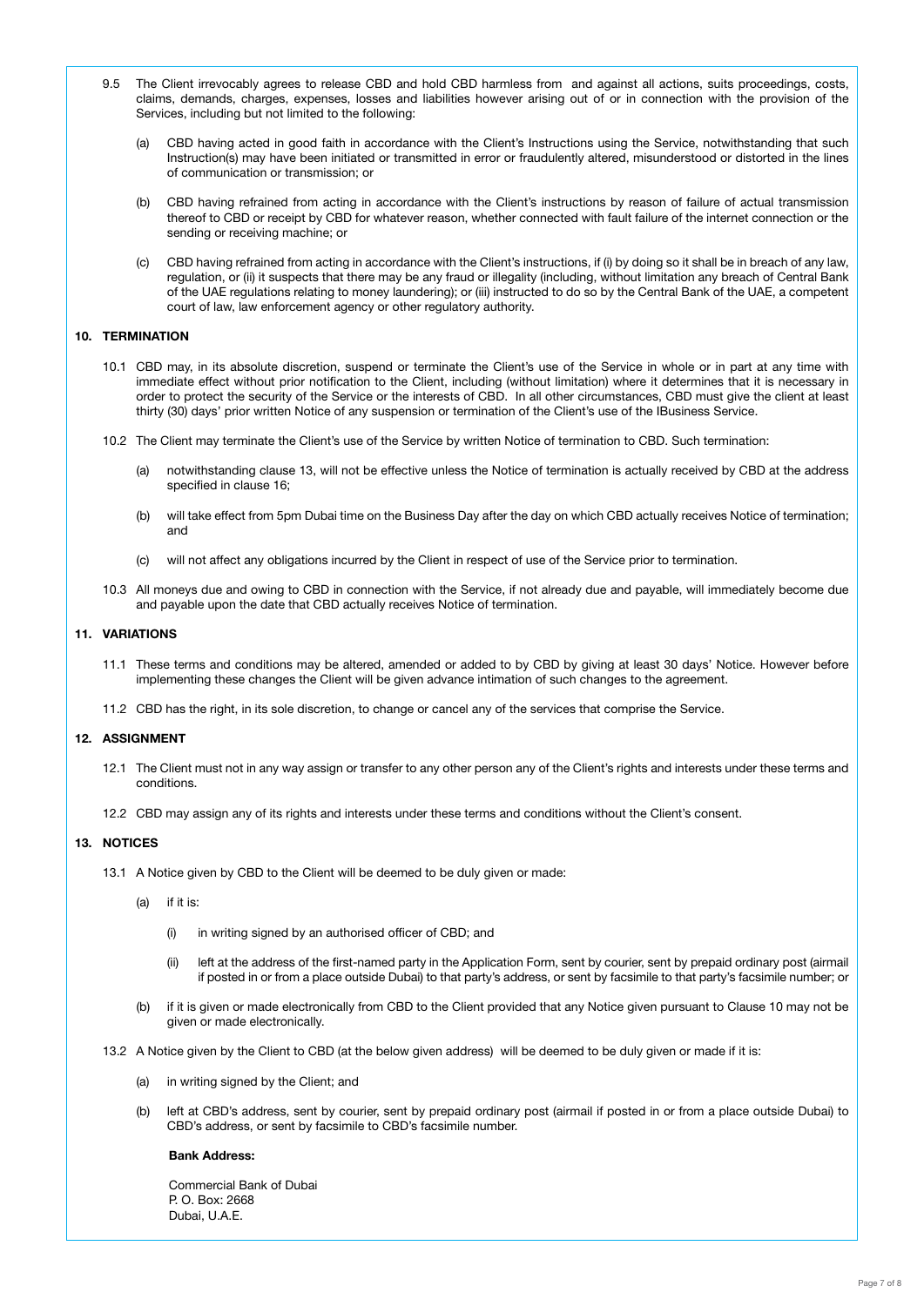9.5 The Client irrevocably agrees to release CBD and hold CBD harmless from and against all actions, suits proceedings, costs, claims, demands, charges, expenses, losses and liabilities however arising out of or in connection with the provision of the Services, including but not limited to the following:

(a) CBD having acted in good faith in accordance with the Client's Instructions using the Service, notwithstanding that such Instruction(s) may have been initiated or transmitted in error or fraudulently altered, misunderstood or distorted in the lines of communication or transmission; or

(b) CBD having refrained from acting in accordance with the Client's instructions by reason of failure of actual transmission thereof to CBD or receipt by CBD for whatever reason, whether connected with fault failure of the internet connection or the sending or receiving machine; or

(c) CBD having refrained from acting in accordance with the Client's instructions, if (i) by doing so it shall be in breach of any law, regulation, or (ii) it suspects that there may be any fraud or illegality (including, without limitation any breach of Central Bank of the UAE regulations relating to money laundering); or (iii) instructed to do so by the Central Bank of the UAE, a competent court of law, law enforcement agency or other regulatory authority.

## 10. TERMINATION

10.1 CBD may, in its absolute discretion, suspend or terminate the Client's use of the Service in whole or in part at any time with immediate effect without prior notification to the Client, including (without limitation) where it determines that it is necessary in order to protect the security of the Service or the interests of CBD. In all other circumstances, CBD must give the client at least thirty (30) days' prior written Notice of any suspension or termination of the Client's use of the IBusiness Service.

10.2 The Client may terminate the Client's use of the Service by written Notice of termination to CBD. Such termination:

(a) notwithstanding clause 13, will not be effective unless the Notice of termination is actually received by CBD at the address specified in clause 16;

(b) will take effect from 5pm Dubai time on the Business Day after the day on which CBD actually receives Notice of termination; and

(c) will not affect any obligations incurred by the Client in respect of use of the Service prior to termination.

10.3 All moneys due and owing to CBD in connection with the Service, if not already due and payable, will immediately become due and payable upon the date that CBD actually receives Notice of termination.

## 11. VARIATIONS

11.1 These terms and conditions may be altered, amended or added to by CBD by giving at least 30 days' Notice. However before implementing these changes the Client will be given advance intimation of such changes to the agreement.

11.2 CBD has the right, in its sole discretion, to change or cancel any of the services that comprise the Service.

## 12. ASSIGNMENT

12.1 The Client must not in any way assign or transfer to any other person any of the Client's rights and interests under these terms and conditions.

12.2 CBD may assign any of its rights and interests under these terms and conditions without the Client's consent.

## 13. NOTICES

13.1 A Notice given by CBD to the Client will be deemed to be duly given or made:

(a) if it is:

(i) in writing signed by an authorised officer of CBD; and

(ii) left at the address of the first-named party in the Application Form, sent by courier, sent by prepaid ordinary post (airmail if posted in or from a place outside Dubai) to that party's address, or sent by facsimile to that party's facsimile number; or

(b) if it is given or made electronically from CBD to the Client provided that any Notice given pursuant to Clause 10 may not be given or made electronically.

13.2 A Notice given by the Client to CBD (at the below given address) will be deemed to be duly given or made if it is:

(a) in writing signed by the Client; and

(b) left at CBD's address, sent by courier, sent by prepaid ordinary post (airmail if posted in or from a place outside Dubai) to CBD's address, or sent by facsimile to CBD's facsimile number.

**Bank Address:**

Commercial Bank of Dubai
P. O. Box: 2668
Dubai, U.A.E.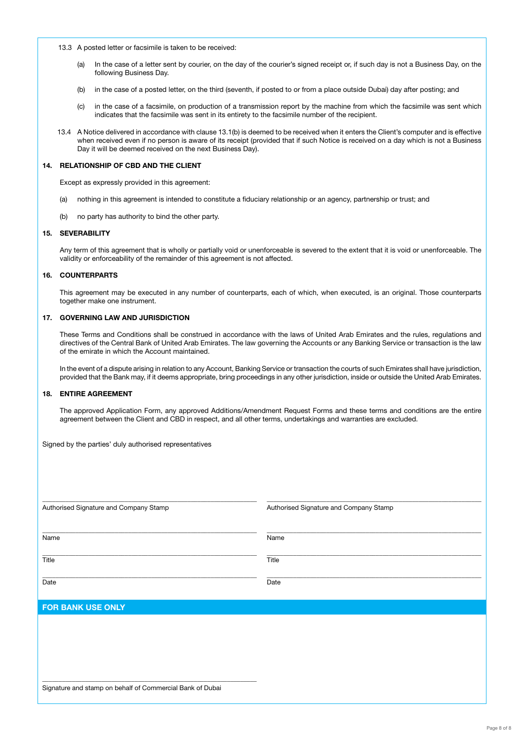13.3 A posted letter or facsimile is taken to be received:

(a) In the case of a letter sent by courier, on the day of the courier's signed receipt or, if such day is not a Business Day, on the following Business Day.

(b) in the case of a posted letter, on the third (seventh, if posted to or from a place outside Dubai) day after posting; and

(c) in the case of a facsimile, on production of a transmission report by the machine from which the facsimile was sent which indicates that the facsimile was sent in its entirety to the facsimile number of the recipient.

13.4 A Notice delivered in accordance with clause 13.1(b) is deemed to be received when it enters the Client's computer and is effective when received even if no person is aware of its receipt (provided that if such Notice is received on a day which is not a Business Day it will be deemed received on the next Business Day).

## 14. RELATIONSHIP OF CBD AND THE CLIENT

Except as expressly provided in this agreement:

(a) nothing in this agreement is intended to constitute a fiduciary relationship or an agency, partnership or trust; and

(b) no party has authority to bind the other party.

## 15. SEVERABILITY

Any term of this agreement that is wholly or partially void or unenforceable is severed to the extent that it is void or unenforceable. The validity or enforceability of the remainder of this agreement is not affected.

## 16. COUNTERPARTS

This agreement may be executed in any number of counterparts, each of which, when executed, is an original. Those counterparts together make one instrument.

## 17. GOVERNING LAW AND JURISDICTION

These Terms and Conditions shall be construed in accordance with the laws of United Arab Emirates and the rules, regulations and directives of the Central Bank of United Arab Emirates. The law governing the Accounts or any Banking Service or transaction is the law of the emirate in which the Account maintained.

In the event of a dispute arising in relation to any Account, Banking Service or transaction the courts of such Emirates shall have jurisdiction, provided that the Bank may, if it deems appropriate, bring proceedings in any other jurisdiction, inside or outside the United Arab Emirates.

## 18. ENTIRE AGREEMENT

The approved Application Form, any approved Additions/Amendment Request Forms and these terms and conditions are the entire agreement between the Client and CBD in respect, and all other terms, undertakings and warranties are excluded.

Signed by the parties' duly authorised representatives

| | |
|---|---|
| Authorised Signature and Company Stamp | Authorised Signature and Company Stamp |
| Name | Name |
| Title | Title |
| Date | Date |

## FOR BANK USE ONLY

Signature and stamp on behalf of Commercial Bank of Dubai